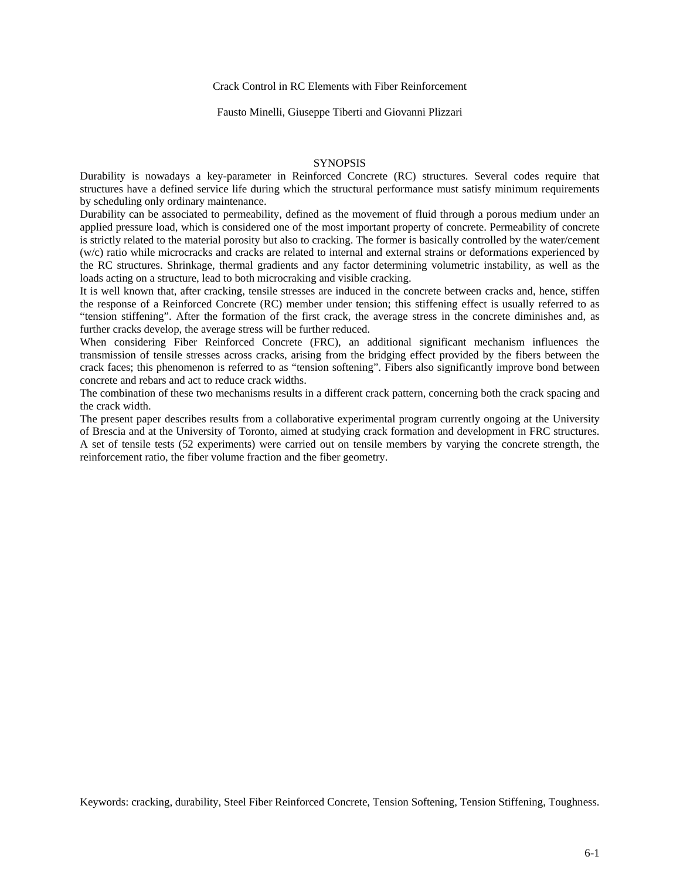# Crack Control in RC Elements with Fiber Reinforcement

Fausto Minelli, Giuseppe Tiberti and Giovanni Plizzari

## SYNOPSIS

Durability is nowadays a key-parameter in Reinforced Concrete (RC) structures. Several codes require that structures have a defined service life during which the structural performance must satisfy minimum requirements by scheduling only ordinary maintenance.

Durability can be associated to permeability, defined as the movement of fluid through a porous medium under an applied pressure load, which is considered one of the most important property of concrete. Permeability of concrete is strictly related to the material porosity but also to cracking. The former is basically controlled by the water/cement (w/c) ratio while microcracks and cracks are related to internal and external strains or deformations experienced by the RC structures. Shrinkage, thermal gradients and any factor determining volumetric instability, as well as the loads acting on a structure, lead to both microcraking and visible cracking.

It is well known that, after cracking, tensile stresses are induced in the concrete between cracks and, hence, stiffen the response of a Reinforced Concrete (RC) member under tension; this stiffening effect is usually referred to as "tension stiffening". After the formation of the first crack, the average stress in the concrete diminishes and, as further cracks develop, the average stress will be further reduced.

When considering Fiber Reinforced Concrete (FRC), an additional significant mechanism influences the transmission of tensile stresses across cracks, arising from the bridging effect provided by the fibers between the crack faces; this phenomenon is referred to as "tension softening". Fibers also significantly improve bond between concrete and rebars and act to reduce crack widths.

The combination of these two mechanisms results in a different crack pattern, concerning both the crack spacing and the crack width.

The present paper describes results from a collaborative experimental program currently ongoing at the University of Brescia and at the University of Toronto, aimed at studying crack formation and development in FRC structures. A set of tensile tests (52 experiments) were carried out on tensile members by varying the concrete strength, the reinforcement ratio, the fiber volume fraction and the fiber geometry.

Keywords: cracking, durability, Steel Fiber Reinforced Concrete, Tension Softening, Tension Stiffening, Toughness.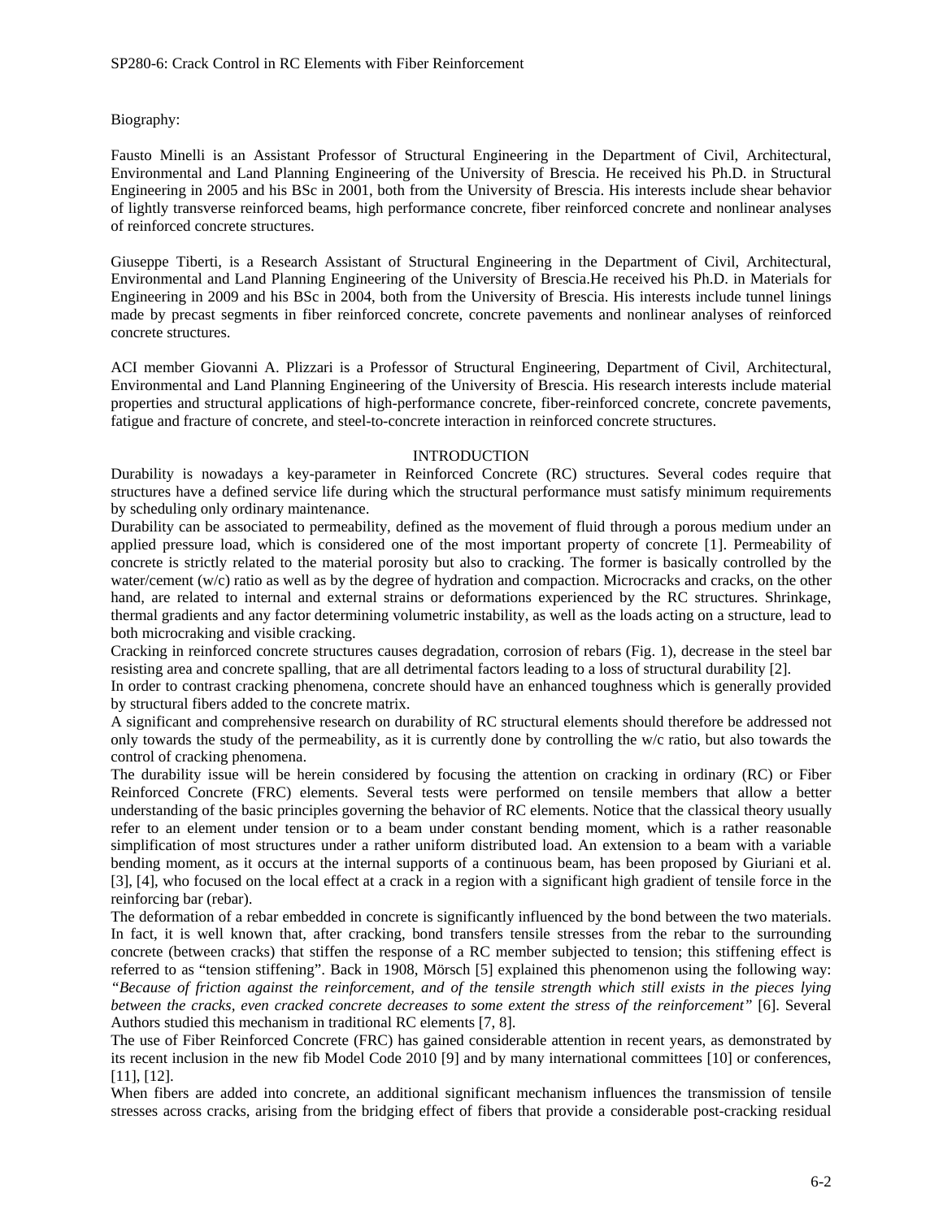Biography:

Fausto Minelli is an Assistant Professor of Structural Engineering in the Department of Civil, Architectural, Environmental and Land Planning Engineering of the University of Brescia. He received his Ph.D. in Structural Engineering in 2005 and his BSc in 2001, both from the University of Brescia. His interests include shear behavior of lightly transverse reinforced beams, high performance concrete, fiber reinforced concrete and nonlinear analyses of reinforced concrete structures.

Giuseppe Tiberti, is a Research Assistant of Structural Engineering in the Department of Civil, Architectural, Environmental and Land Planning Engineering of the University of Brescia.He received his Ph.D. in Materials for Engineering in 2009 and his BSc in 2004, both from the University of Brescia. His interests include tunnel linings made by precast segments in fiber reinforced concrete, concrete pavements and nonlinear analyses of reinforced concrete structures.

ACI member Giovanni A. Plizzari is a Professor of Structural Engineering, Department of Civil, Architectural, Environmental and Land Planning Engineering of the University of Brescia. His research interests include material properties and structural applications of high-performance concrete, fiber-reinforced concrete, concrete pavements, fatigue and fracture of concrete, and steel-to-concrete interaction in reinforced concrete structures.

## INTRODUCTION

Durability is nowadays a key-parameter in Reinforced Concrete (RC) structures. Several codes require that structures have a defined service life during which the structural performance must satisfy minimum requirements by scheduling only ordinary maintenance.

Durability can be associated to permeability, defined as the movement of fluid through a porous medium under an applied pressure load, which is considered one of the most important property of concrete [1]. Permeability of concrete is strictly related to the material porosity but also to cracking. The former is basically controlled by the water/cement (w/c) ratio as well as by the degree of hydration and compaction. Microcracks and cracks, on the other hand, are related to internal and external strains or deformations experienced by the RC structures. Shrinkage, thermal gradients and any factor determining volumetric instability, as well as the loads acting on a structure, lead to both microcraking and visible cracking.

Cracking in reinforced concrete structures causes degradation, corrosion of rebars (Fig. 1), decrease in the steel bar resisting area and concrete spalling, that are all detrimental factors leading to a loss of structural durability [2].

In order to contrast cracking phenomena, concrete should have an enhanced toughness which is generally provided by structural fibers added to the concrete matrix.

A significant and comprehensive research on durability of RC structural elements should therefore be addressed not only towards the study of the permeability, as it is currently done by controlling the w/c ratio, but also towards the control of cracking phenomena.

The durability issue will be herein considered by focusing the attention on cracking in ordinary (RC) or Fiber Reinforced Concrete (FRC) elements. Several tests were performed on tensile members that allow a better understanding of the basic principles governing the behavior of RC elements. Notice that the classical theory usually refer to an element under tension or to a beam under constant bending moment, which is a rather reasonable simplification of most structures under a rather uniform distributed load. An extension to a beam with a variable bending moment, as it occurs at the internal supports of a continuous beam, has been proposed by Giuriani et al. [3], [4], who focused on the local effect at a crack in a region with a significant high gradient of tensile force in the reinforcing bar (rebar).

The deformation of a rebar embedded in concrete is significantly influenced by the bond between the two materials. In fact, it is well known that, after cracking, bond transfers tensile stresses from the rebar to the surrounding concrete (between cracks) that stiffen the response of a RC member subjected to tension; this stiffening effect is referred to as "tension stiffening". Back in 1908, Mörsch [5] explained this phenomenon using the following way: *"Because of friction against the reinforcement, and of the tensile strength which still exists in the pieces lying between the cracks, even cracked concrete decreases to some extent the stress of the reinforcement"* [6]. Several Authors studied this mechanism in traditional RC elements [7, 8].

The use of Fiber Reinforced Concrete (FRC) has gained considerable attention in recent years, as demonstrated by its recent inclusion in the new fib Model Code 2010 [9] and by many international committees [10] or conferences, [11], [12].

When fibers are added into concrete, an additional significant mechanism influences the transmission of tensile stresses across cracks, arising from the bridging effect of fibers that provide a considerable post-cracking residual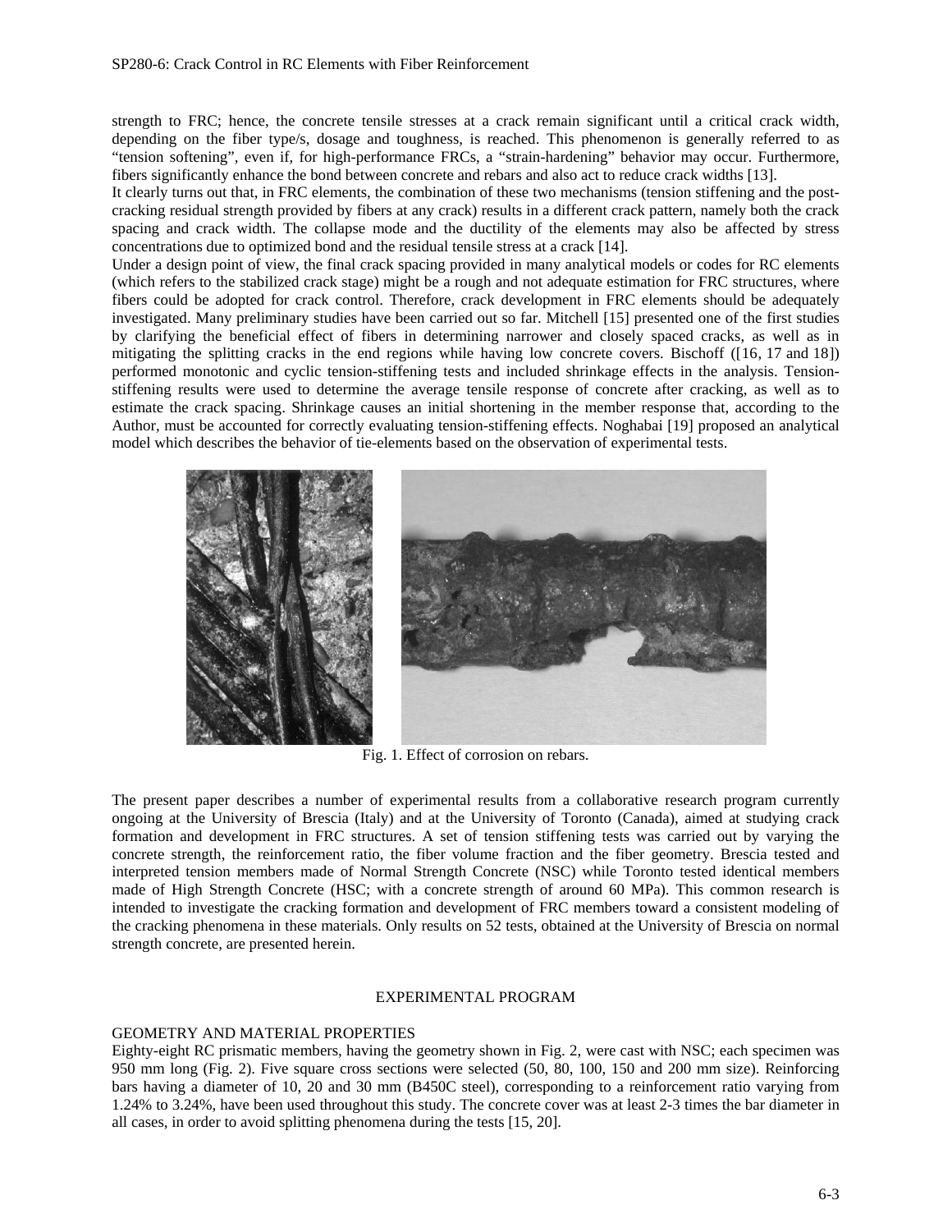strength to FRC; hence, the concrete tensile stresses at a crack remain significant until a critical crack width, depending on the fiber type/s, dosage and toughness, is reached. This phenomenon is generally referred to as "tension softening", even if, for high-performance FRCs, a "strain-hardening" behavior may occur. Furthermore, fibers significantly enhance the bond between concrete and rebars and also act to reduce crack widths [13].

It clearly turns out that, in FRC elements, the combination of these two mechanisms (tension stiffening and the post-cracking residual strength provided by fibers at any crack) results in a different crack pattern, namely both the crack spacing and crack width. The collapse mode and the ductility of the elements may also be affected by stress concentrations due to optimized bond and the residual tensile stress at a crack [14].

Under a design point of view, the final crack spacing provided in many analytical models or codes for RC elements (which refers to the stabilized crack stage) might be a rough and not adequate estimation for FRC structures, where fibers could be adopted for crack control. Therefore, crack development in FRC elements should be adequately investigated. Many preliminary studies have been carried out so far. Mitchell [15] presented one of the first studies by clarifying the beneficial effect of fibers in determining narrower and closely spaced cracks, as well as in mitigating the splitting cracks in the end regions while having low concrete covers. Bischoff ([16, 17 and 18]) performed monotonic and cyclic tension-stiffening tests and included shrinkage effects in the analysis. Tension-stiffening results were used to determine the average tensile response of concrete after cracking, as well as to estimate the crack spacing. Shrinkage causes an initial shortening in the member response that, according to the Author, must be accounted for correctly evaluating tension-stiffening effects. Noghabai [19] proposed an analytical model which describes the behavior of tie-elements based on the observation of experimental tests.

Fig. 1. Effect of corrosion on rebars.

The present paper describes a number of experimental results from a collaborative research program currently ongoing at the University of Brescia (Italy) and at the University of Toronto (Canada), aimed at studying crack formation and development in FRC structures. A set of tension stiffening tests was carried out by varying the concrete strength, the reinforcement ratio, the fiber volume fraction and the fiber geometry. Brescia tested and interpreted tension members made of Normal Strength Concrete (NSC) while Toronto tested identical members made of High Strength Concrete (HSC; with a concrete strength of around 60 MPa). This common research is intended to investigate the cracking formation and development of FRC members toward a consistent modeling of the cracking phenomena in these materials. Only results on 52 tests, obtained at the University of Brescia on normal strength concrete, are presented herein.

## EXPERIMENTAL PROGRAM

### GEOMETRY AND MATERIAL PROPERTIES

Eighty-eight RC prismatic members, having the geometry shown in Fig. 2, were cast with NSC; each specimen was 950 mm long (Fig. 2). Five square cross sections were selected (50, 80, 100, 150 and 200 mm size). Reinforcing bars having a diameter of 10, 20 and 30 mm (B450C steel), corresponding to a reinforcement ratio varying from 1.24% to 3.24%, have been used throughout this study. The concrete cover was at least 2-3 times the bar diameter in all cases, in order to avoid splitting phenomena during the tests [15, 20].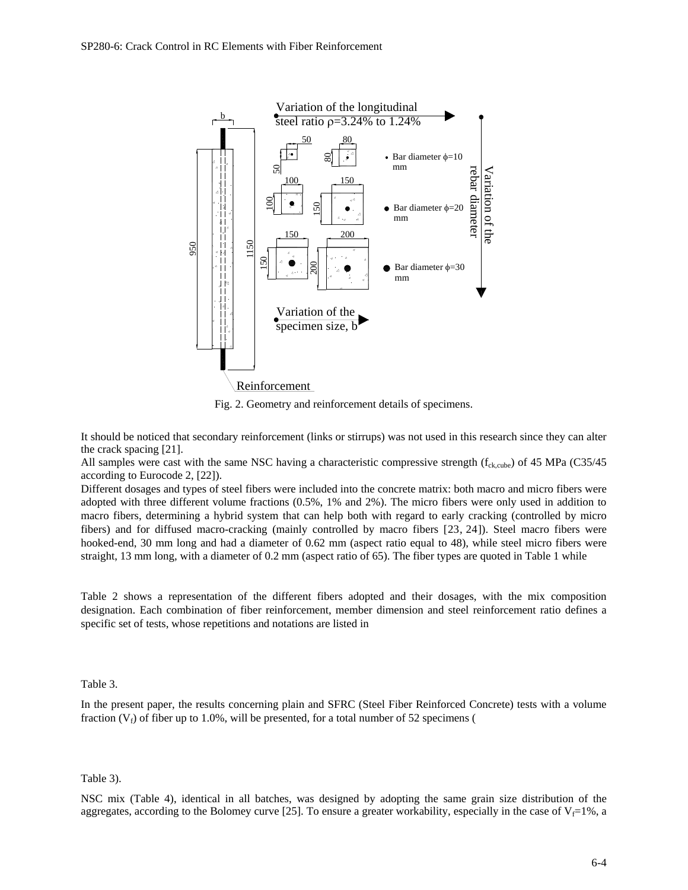Fig. 2. Geometry and reinforcement details of specimens.

It should be noticed that secondary reinforcement (links or stirrups) was not used in this research since they can alter the crack spacing [21].

All samples were cast with the same NSC having a characteristic compressive strength ($f_{ck,cube}$) of 45 MPa (C35/45 according to Eurocode 2, [22]).

Different dosages and types of steel fibers were included into the concrete matrix: both macro and micro fibers were adopted with three different volume fractions (0.5%, 1% and 2%). The micro fibers were only used in addition to macro fibers, determining a hybrid system that can help both with regard to early cracking (controlled by micro fibers) and for diffused macro-cracking (mainly controlled by macro fibers [23, 24]). Steel macro fibers were hooked-end, 30 mm long and had a diameter of 0.62 mm (aspect ratio equal to 48), while steel micro fibers were straight, 13 mm long, with a diameter of 0.2 mm (aspect ratio of 65). The fiber types are quoted in Table 1 while

Table 2 shows a representation of the different fibers adopted and their dosages, with the mix composition designation. Each combination of fiber reinforcement, member dimension and steel reinforcement ratio defines a specific set of tests, whose repetitions and notations are listed in

Table 3.

In the present paper, the results concerning plain and SFRC (Steel Fiber Reinforced Concrete) tests with a volume fraction ($V_f$) of fiber up to 1.0%, will be presented, for a total number of 52 specimens (

Table 3).

NSC mix (Table 4), identical in all batches, was designed by adopting the same grain size distribution of the aggregates, according to the Bolomey curve [25]. To ensure a greater workability, especially in the case of $V_f$=1%, a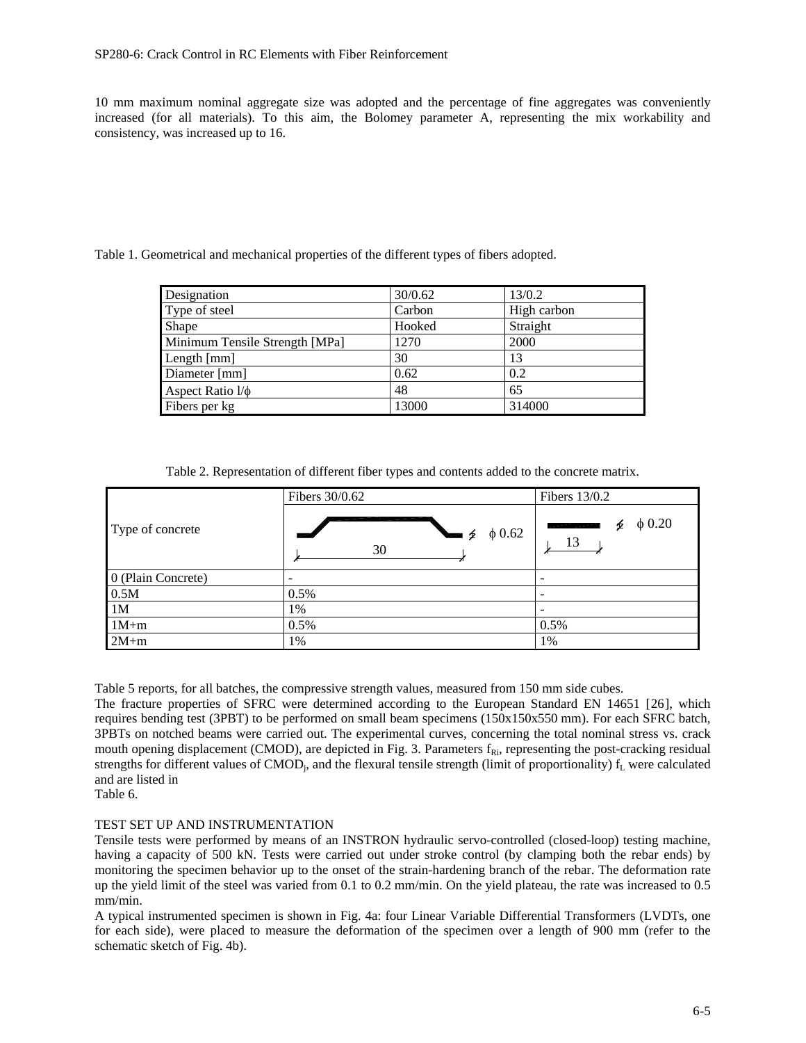10 mm maximum nominal aggregate size was adopted and the percentage of fine aggregates was conveniently increased (for all materials). To this aim, the Bolomey parameter A, representing the mix workability and consistency, was increased up to 16.

Table 1. Geometrical and mechanical properties of the different types of fibers adopted.

| Designation | 30/0.62 | 13/0.2 |
|---|---|---|
| Type of steel | Carbon | High carbon |
| Shape | Hooked | Straight |
| Minimum Tensile Strength [MPa] | 1270 | 2000 |
| Length [mm] | 30 | 13 |
| Diameter [mm] | 0.62 | 0.2 |
| Aspect Ratio l/ϕ | 48 | 65 |
| Fibers per kg | 13000 | 314000 |

Table 2. Representation of different fiber types and contents added to the concrete matrix.

| Type of concrete | Fibers 30/0.62 (ϕ 0.62, 30) | Fibers 13/0.2 (ϕ 0.20, 13) |
|---|---|---|
| 0 (Plain Concrete) | - | - |
| 0.5M | 0.5% | - |
| 1M | 1% | - |
| 1M+m | 0.5% | 0.5% |
| 2M+m | 1% | 1% |

Table 5 reports, for all batches, the compressive strength values, measured from 150 mm side cubes.
The fracture properties of SFRC were determined according to the European Standard EN 14651 [26], which requires bending test (3PBT) to be performed on small beam specimens (150x150x550 mm). For each SFRC batch, 3PBTs on notched beams were carried out. The experimental curves, concerning the total nominal stress vs. crack mouth opening displacement (CMOD), are depicted in Fig. 3. Parameters $f_{Ri}$, representing the post-cracking residual strengths for different values of $CMOD_j$, and the flexural tensile strength (limit of proportionality) $f_L$ were calculated and are listed in
Table 6.

TEST SET UP AND INSTRUMENTATION

Tensile tests were performed by means of an INSTRON hydraulic servo-controlled (closed-loop) testing machine, having a capacity of 500 kN. Tests were carried out under stroke control (by clamping both the rebar ends) by monitoring the specimen behavior up to the onset of the strain-hardening branch of the rebar. The deformation rate up the yield limit of the steel was varied from 0.1 to 0.2 mm/min. On the yield plateau, the rate was increased to 0.5 mm/min.

A typical instrumented specimen is shown in Fig. 4a: four Linear Variable Differential Transformers (LVDTs, one for each side), were placed to measure the deformation of the specimen over a length of 900 mm (refer to the schematic sketch of Fig. 4b).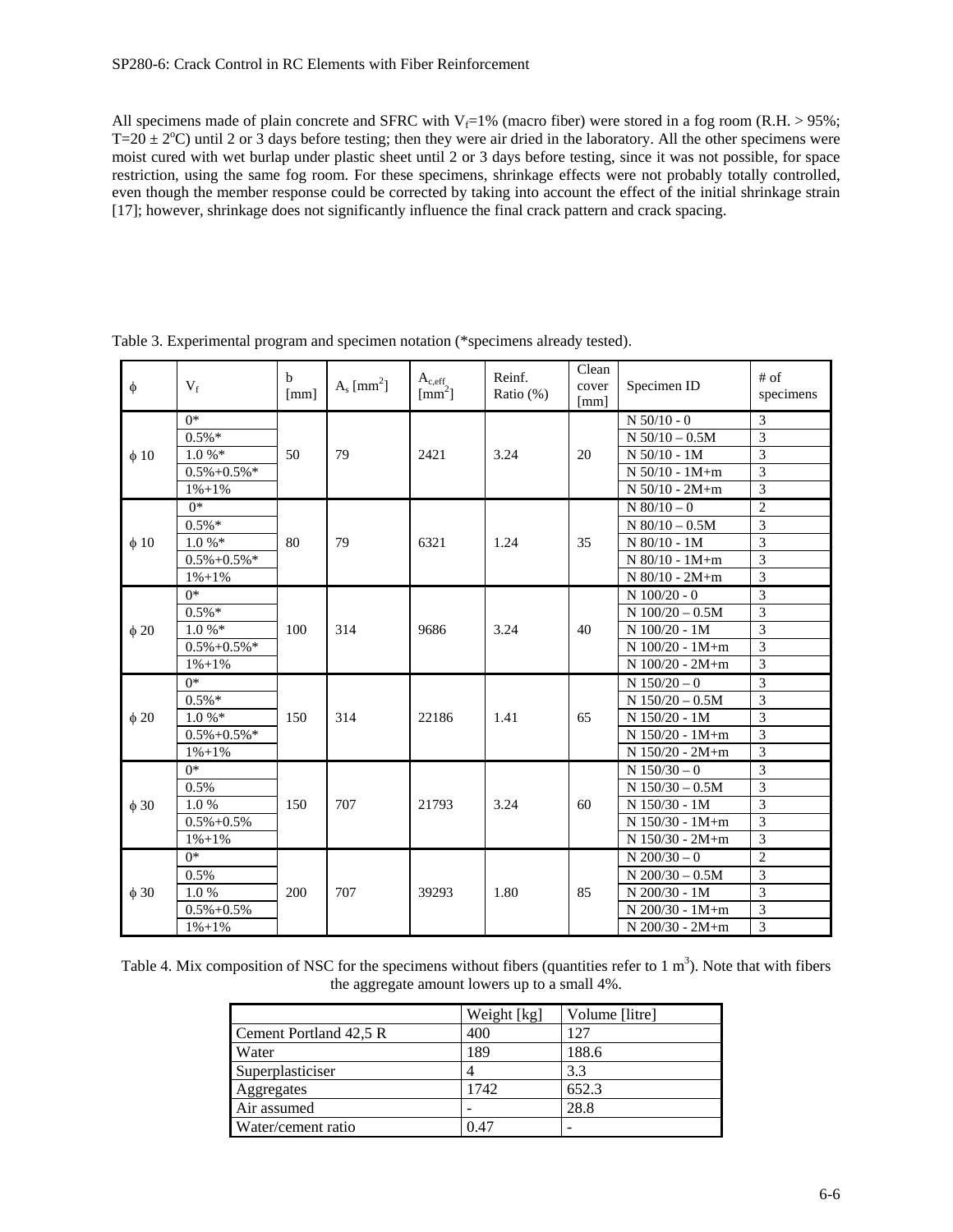All specimens made of plain concrete and SFRC with $V_f$=1% (macro fiber) were stored in a fog room (R.H. > 95%; T=20 ± 2°C) until 2 or 3 days before testing; then they were air dried in the laboratory. All the other specimens were moist cured with wet burlap under plastic sheet until 2 or 3 days before testing, since it was not possible, for space restriction, using the same fog room. For these specimens, shrinkage effects were not probably totally controlled, even though the member response could be corrected by taking into account the effect of the initial shrinkage strain [17]; however, shrinkage does not significantly influence the final crack pattern and crack spacing.

Table 3. Experimental program and specimen notation (*specimens already tested).

| $\phi$ | $V_f$ | b [mm] | $A_s$ [mm$^2$] | $A_{c,eff}$ [mm$^2$] | Reinf. Ratio (%) | Clean cover [mm] | Specimen ID | # of specimens |
|---|---|---|---|---|---|---|---|---|
| $\phi$ 10 | 0* | 50 | 79 | 2421 | 3.24 | 20 | N 50/10 - 0 | 3 |
| | 0.5%* | | | | | | N 50/10 – 0.5M | 3 |
| | 1.0 %* | | | | | | N 50/10 - 1M | 3 |
| | 0.5%+0.5%* | | | | | | N 50/10 - 1M+m | 3 |
| | 1%+1% | | | | | | N 50/10 - 2M+m | 3 |
| $\phi$ 10 | 0* | 80 | 79 | 6321 | 1.24 | 35 | N 80/10 – 0 | 2 |
| | 0.5%* | | | | | | N 80/10 – 0.5M | 3 |
| | 1.0 %* | | | | | | N 80/10 - 1M | 3 |
| | 0.5%+0.5%* | | | | | | N 80/10 - 1M+m | 3 |
| | 1%+1% | | | | | | N 80/10 - 2M+m | 3 |
| $\phi$ 20 | 0* | 100 | 314 | 9686 | 3.24 | 40 | N 100/20 - 0 | 3 |
| | 0.5%* | | | | | | N 100/20 – 0.5M | 3 |
| | 1.0 %* | | | | | | N 100/20 - 1M | 3 |
| | 0.5%+0.5%* | | | | | | N 100/20 - 1M+m | 3 |
| | 1%+1% | | | | | | N 100/20 - 2M+m | 3 |
| $\phi$ 20 | 0* | 150 | 314 | 22186 | 1.41 | 65 | N 150/20 – 0 | 3 |
| | 0.5%* | | | | | | N 150/20 – 0.5M | 3 |
| | 1.0 %* | | | | | | N 150/20 - 1M | 3 |
| | 0.5%+0.5%* | | | | | | N 150/20 - 1M+m | 3 |
| | 1%+1% | | | | | | N 150/20 - 2M+m | 3 |
| $\phi$ 30 | 0* | 150 | 707 | 21793 | 3.24 | 60 | N 150/30 – 0 | 3 |
| | 0.5% | | | | | | N 150/30 – 0.5M | 3 |
| | 1.0 % | | | | | | N 150/30 - 1M | 3 |
| | 0.5%+0.5% | | | | | | N 150/30 - 1M+m | 3 |
| | 1%+1% | | | | | | N 150/30 - 2M+m | 3 |
| $\phi$ 30 | 0* | 200 | 707 | 39293 | 1.80 | 85 | N 200/30 – 0 | 2 |
| | 0.5% | | | | | | N 200/30 – 0.5M | 3 |
| | 1.0 % | | | | | | N 200/30 - 1M | 3 |
| | 0.5%+0.5% | | | | | | N 200/30 - 1M+m | 3 |
| | 1%+1% | | | | | | N 200/30 - 2M+m | 3 |

Table 4. Mix composition of NSC for the specimens without fibers (quantities refer to 1 m$^3$). Note that with fibers the aggregate amount lowers up to a small 4%.

| | Weight [kg] | Volume [litre] |
|---|---|---|
| Cement Portland 42,5 R | 400 | 127 |
| Water | 189 | 188.6 |
| Superplasticiser | 4 | 3.3 |
| Aggregates | 1742 | 652.3 |
| Air assumed | - | 28.8 |
| Water/cement ratio | 0.47 | - |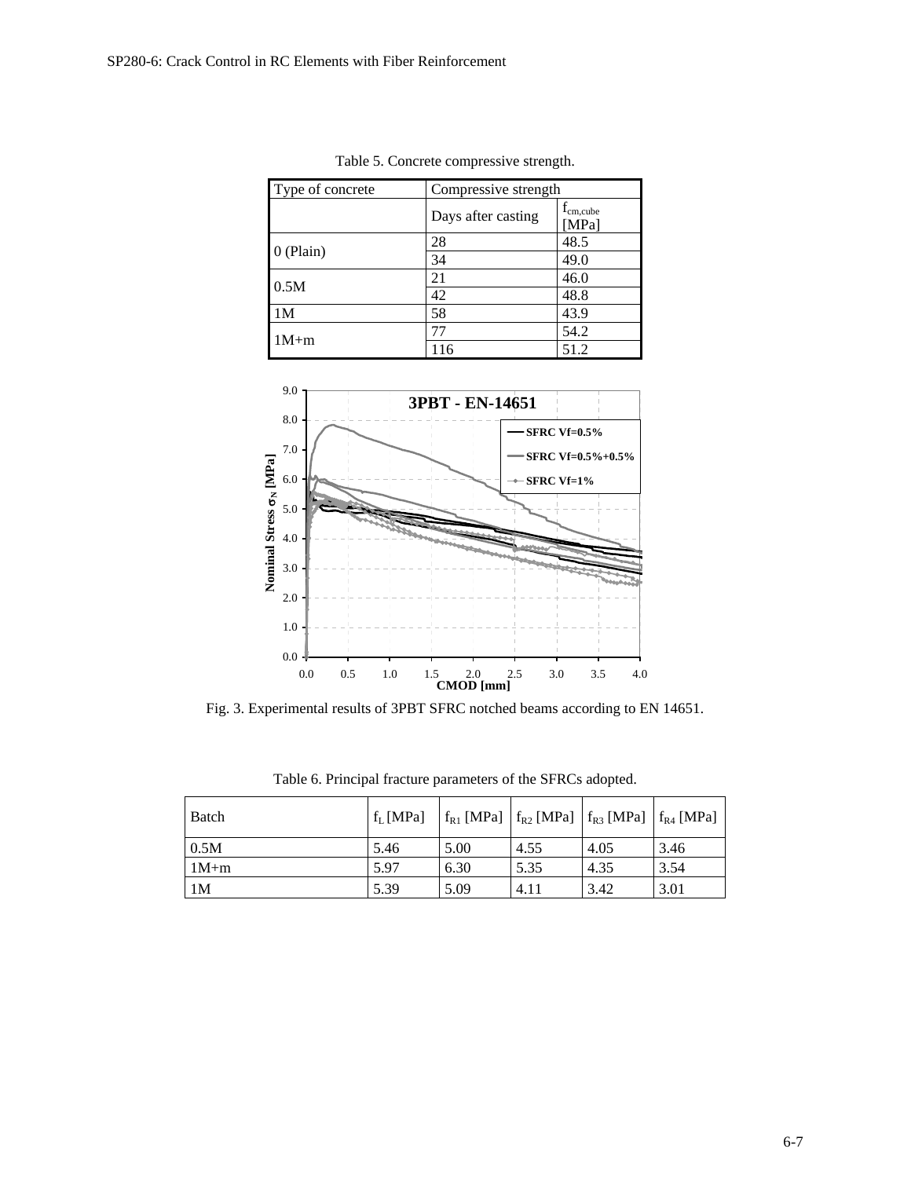Table 5. Concrete compressive strength.

| Type of concrete | Compressive strength | |
|---|---|---|
| | Days after casting | $f_{cm,cube}$ [MPa] |
| 0 (Plain) | 28 | 48.5 |
| | 34 | 49.0 |
| 0.5M | 21 | 46.0 |
| | 42 | 48.8 |
| 1M | 58 | 43.9 |
| 1M+m | 77 | 54.2 |
| | 116 | 51.2 |

Fig. 3. Experimental results of 3PBT SFRC notched beams according to EN 14651.

Table 6. Principal fracture parameters of the SFRCs adopted.

| Batch | $f_L$ [MPa] | $f_{R1}$ [MPa] | $f_{R2}$ [MPa] | $f_{R3}$ [MPa] | $f_{R4}$ [MPa] |
|---|---|---|---|---|---|
| 0.5M | 5.46 | 5.00 | 4.55 | 4.05 | 3.46 |
| 1M+m | 5.97 | 6.30 | 5.35 | 4.35 | 3.54 |
| 1M | 5.39 | 5.09 | 4.11 | 3.42 | 3.01 |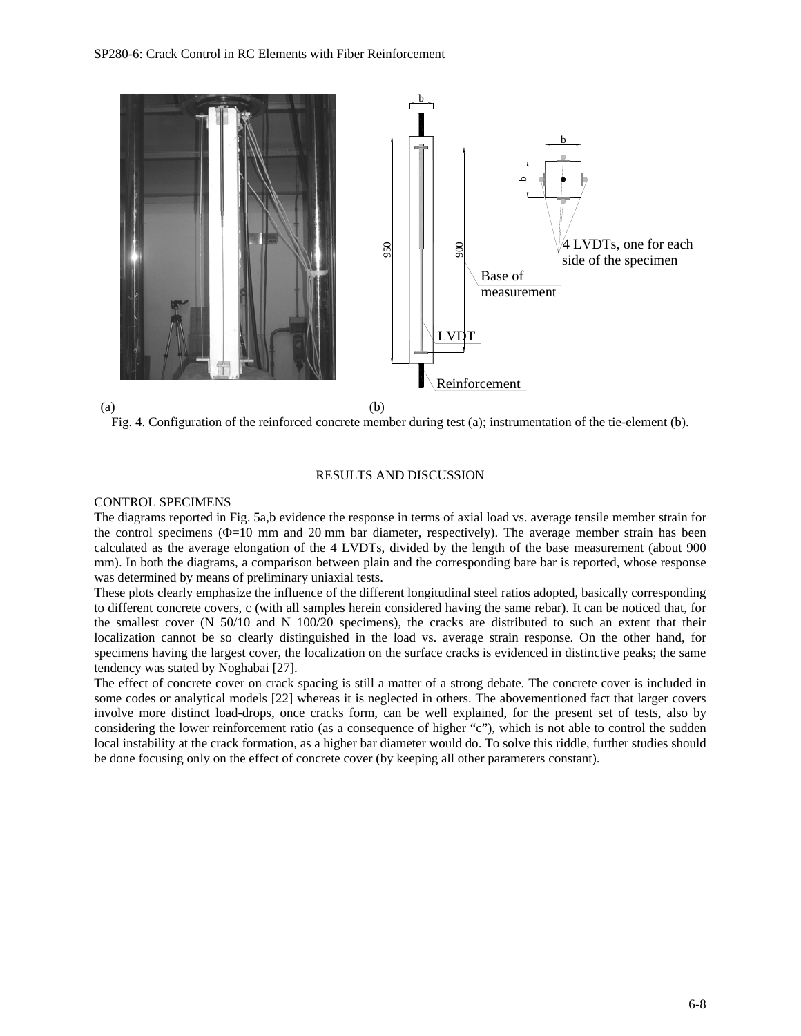(a) (b)

Fig. 4. Configuration of the reinforced concrete member during test (a); instrumentation of the tie-element (b).

## RESULTS AND DISCUSSION

### CONTROL SPECIMENS

The diagrams reported in Fig. 5a,b evidence the response in terms of axial load vs. average tensile member strain for the control specimens (Φ=10 mm and 20 mm bar diameter, respectively). The average member strain has been calculated as the average elongation of the 4 LVDTs, divided by the length of the base measurement (about 900 mm). In both the diagrams, a comparison between plain and the corresponding bare bar is reported, whose response was determined by means of preliminary uniaxial tests.

These plots clearly emphasize the influence of the different longitudinal steel ratios adopted, basically corresponding to different concrete covers, c (with all samples herein considered having the same rebar). It can be noticed that, for the smallest cover (N 50/10 and N 100/20 specimens), the cracks are distributed to such an extent that their localization cannot be so clearly distinguished in the load vs. average strain response. On the other hand, for specimens having the largest cover, the localization on the surface cracks is evidenced in distinctive peaks; the same tendency was stated by Noghabai [27].

The effect of concrete cover on crack spacing is still a matter of a strong debate. The concrete cover is included in some codes or analytical models [22] whereas it is neglected in others. The abovementioned fact that larger covers involve more distinct load-drops, once cracks form, can be well explained, for the present set of tests, also by considering the lower reinforcement ratio (as a consequence of higher "c"), which is not able to control the sudden local instability at the crack formation, as a higher bar diameter would do. To solve this riddle, further studies should be done focusing only on the effect of concrete cover (by keeping all other parameters constant).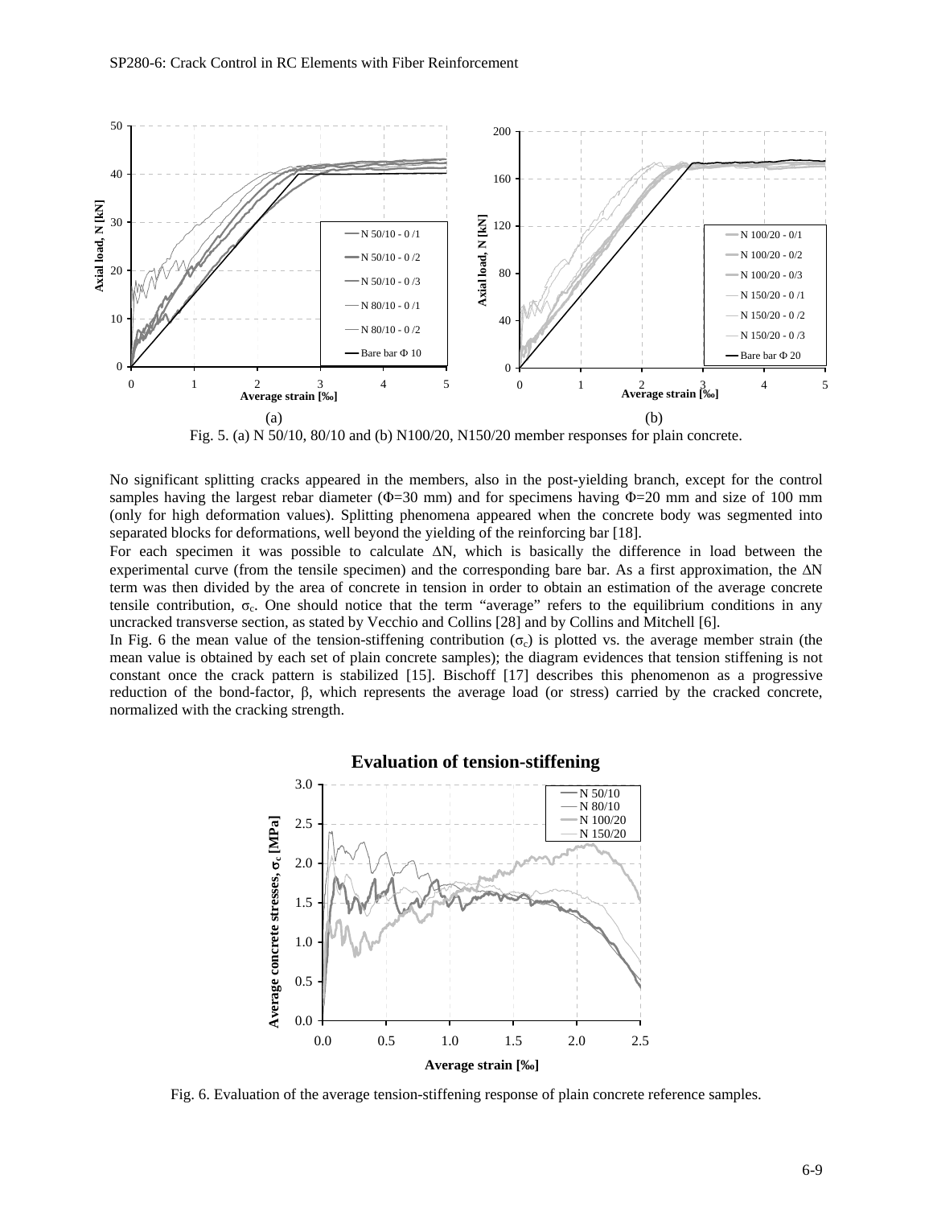Fig. 5. (a) N 50/10, 80/10 and (b) N100/20, N150/20 member responses for plain concrete.

No significant splitting cracks appeared in the members, also in the post-yielding branch, except for the control samples having the largest rebar diameter ($\Phi$=30 mm) and for specimens having $\Phi$=20 mm and size of 100 mm (only for high deformation values). Splitting phenomena appeared when the concrete body was segmented into separated blocks for deformations, well beyond the yielding of the reinforcing bar [18].

For each specimen it was possible to calculate $\Delta N$, which is basically the difference in load between the experimental curve (from the tensile specimen) and the corresponding bare bar. As a first approximation, the $\Delta N$ term was then divided by the area of concrete in tension in order to obtain an estimation of the average concrete tensile contribution, $\sigma_c$. One should notice that the term "average" refers to the equilibrium conditions in any uncracked transverse section, as stated by Vecchio and Collins [28] and by Collins and Mitchell [6].

In Fig. 6 the mean value of the tension-stiffening contribution ($\sigma_c$) is plotted vs. the average member strain (the mean value is obtained by each set of plain concrete samples); the diagram evidences that tension stiffening is not constant once the crack pattern is stabilized [15]. Bischoff [17] describes this phenomenon as a progressive reduction of the bond-factor, $\beta$, which represents the average load (or stress) carried by the cracked concrete, normalized with the cracking strength.

Fig. 6. Evaluation of the average tension-stiffening response of plain concrete reference samples.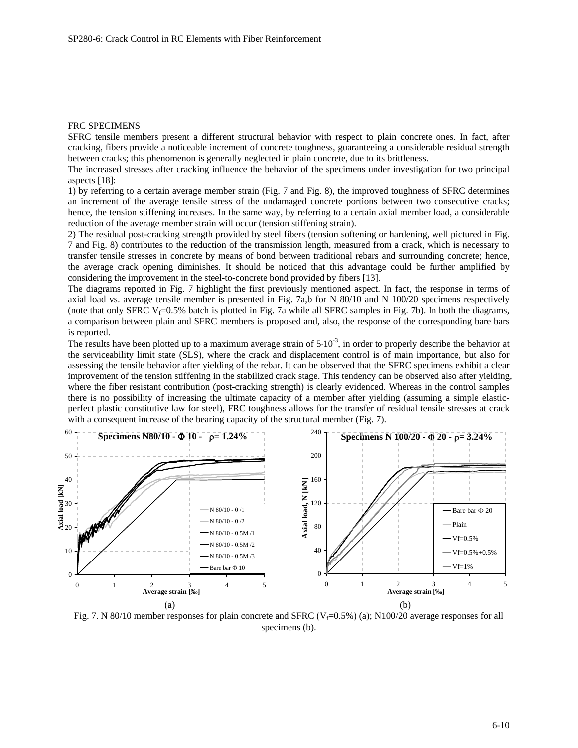## FRC SPECIMENS

SFRC tensile members present a different structural behavior with respect to plain concrete ones. In fact, after cracking, fibers provide a noticeable increment of concrete toughness, guaranteeing a considerable residual strength between cracks; this phenomenon is generally neglected in plain concrete, due to its brittleness.

The increased stresses after cracking influence the behavior of the specimens under investigation for two principal aspects [18]:

1) by referring to a certain average member strain (Fig. 7 and Fig. 8), the improved toughness of SFRC determines an increment of the average tensile stress of the undamaged concrete portions between two consecutive cracks; hence, the tension stiffening increases. In the same way, by referring to a certain axial member load, a considerable reduction of the average member strain will occur (tension stiffening strain).

2) The residual post-cracking strength provided by steel fibers (tension softening or hardening, well pictured in Fig. 7 and Fig. 8) contributes to the reduction of the transmission length, measured from a crack, which is necessary to transfer tensile stresses in concrete by means of bond between traditional rebars and surrounding concrete; hence, the average crack opening diminishes. It should be noticed that this advantage could be further amplified by considering the improvement in the steel-to-concrete bond provided by fibers [13].

The diagrams reported in Fig. 7 highlight the first previously mentioned aspect. In fact, the response in terms of axial load vs. average tensile member is presented in Fig. 7a,b for N 80/10 and N 100/20 specimens respectively (note that only SFRC $V_f$=0.5% batch is plotted in Fig. 7a while all SFRC samples in Fig. 7b). In both the diagrams, a comparison between plain and SFRC members is proposed and, also, the response of the corresponding bare bars is reported.

The results have been plotted up to a maximum average strain of $5 \cdot 10^{-3}$, in order to properly describe the behavior at the serviceability limit state (SLS), where the crack and displacement control is of main importance, but also for assessing the tensile behavior after yielding of the rebar. It can be observed that the SFRC specimens exhibit a clear improvement of the tension stiffening in the stabilized crack stage. This tendency can be observed also after yielding, where the fiber resistant contribution (post-cracking strength) is clearly evidenced. Whereas in the control samples there is no possibility of increasing the ultimate capacity of a member after yielding (assuming a simple elastic-perfect plastic constitutive law for steel), FRC toughness allows for the transfer of residual tensile stresses at crack with a consequent increase of the bearing capacity of the structural member (Fig. 7).

Fig. 7. N 80/10 member responses for plain concrete and SFRC ($V_f$=0.5%) (a); N100/20 average responses for all specimens (b).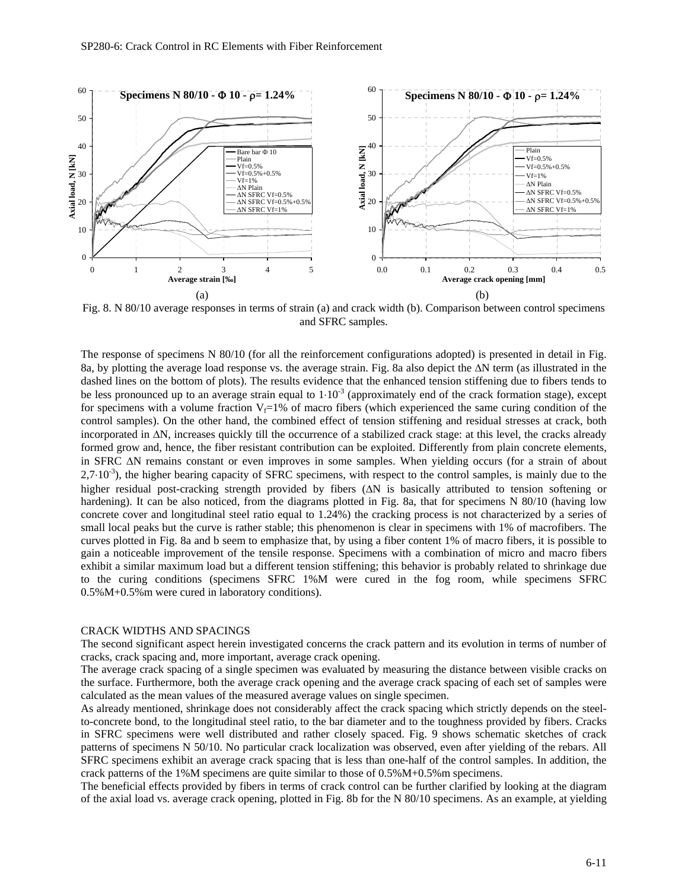Fig. 8. N 80/10 average responses in terms of strain (a) and crack width (b). Comparison between control specimens and SFRC samples.

The response of specimens N 80/10 (for all the reinforcement configurations adopted) is presented in detail in Fig. 8a, by plotting the average load response vs. the average strain. Fig. 8a also depict the ΔN term (as illustrated in the dashed lines on the bottom of plots). The results evidence that the enhanced tension stiffening due to fibers tends to be less pronounced up to an average strain equal to $1 \cdot 10^{-3}$ (approximately end of the crack formation stage), except for specimens with a volume fraction $V_f$=1% of macro fibers (which experienced the same curing condition of the control samples). On the other hand, the combined effect of tension stiffening and residual stresses at crack, both incorporated in ΔN, increases quickly till the occurrence of a stabilized crack stage: at this level, the cracks already formed grow and, hence, the fiber resistant contribution can be exploited. Differently from plain concrete elements, in SFRC ΔN remains constant or even improves in some samples. When yielding occurs (for a strain of about $2{,}7 \cdot 10^{-3}$), the higher bearing capacity of SFRC specimens, with respect to the control samples, is mainly due to the higher residual post-cracking strength provided by fibers (ΔN is basically attributed to tension softening or hardening). It can be also noticed, from the diagrams plotted in Fig. 8a, that for specimens N 80/10 (having low concrete cover and longitudinal steel ratio equal to 1.24%) the cracking process is not characterized by a series of small local peaks but the curve is rather stable; this phenomenon is clear in specimens with 1% of macrofibers. The curves plotted in Fig. 8a and b seem to emphasize that, by using a fiber content 1% of macro fibers, it is possible to gain a noticeable improvement of the tensile response. Specimens with a combination of micro and macro fibers exhibit a similar maximum load but a different tension stiffening; this behavior is probably related to shrinkage due to the curing conditions (specimens SFRC 1%M were cured in the fog room, while specimens SFRC 0.5%M+0.5%m were cured in laboratory conditions).

## CRACK WIDTHS AND SPACINGS

The second significant aspect herein investigated concerns the crack pattern and its evolution in terms of number of cracks, crack spacing and, more important, average crack opening.

The average crack spacing of a single specimen was evaluated by measuring the distance between visible cracks on the surface. Furthermore, both the average crack opening and the average crack spacing of each set of samples were calculated as the mean values of the measured average values on single specimen.

As already mentioned, shrinkage does not considerably affect the crack spacing which strictly depends on the steel-to-concrete bond, to the longitudinal steel ratio, to the bar diameter and to the toughness provided by fibers. Cracks in SFRC specimens were well distributed and rather closely spaced. Fig. 9 shows schematic sketches of crack patterns of specimens N 50/10. No particular crack localization was observed, even after yielding of the rebars. All SFRC specimens exhibit an average crack spacing that is less than one-half of the control samples. In addition, the crack patterns of the 1%M specimens are quite similar to those of 0.5%M+0.5%m specimens.

The beneficial effects provided by fibers in terms of crack control can be further clarified by looking at the diagram of the axial load vs. average crack opening, plotted in Fig. 8b for the N 80/10 specimens. As an example, at yielding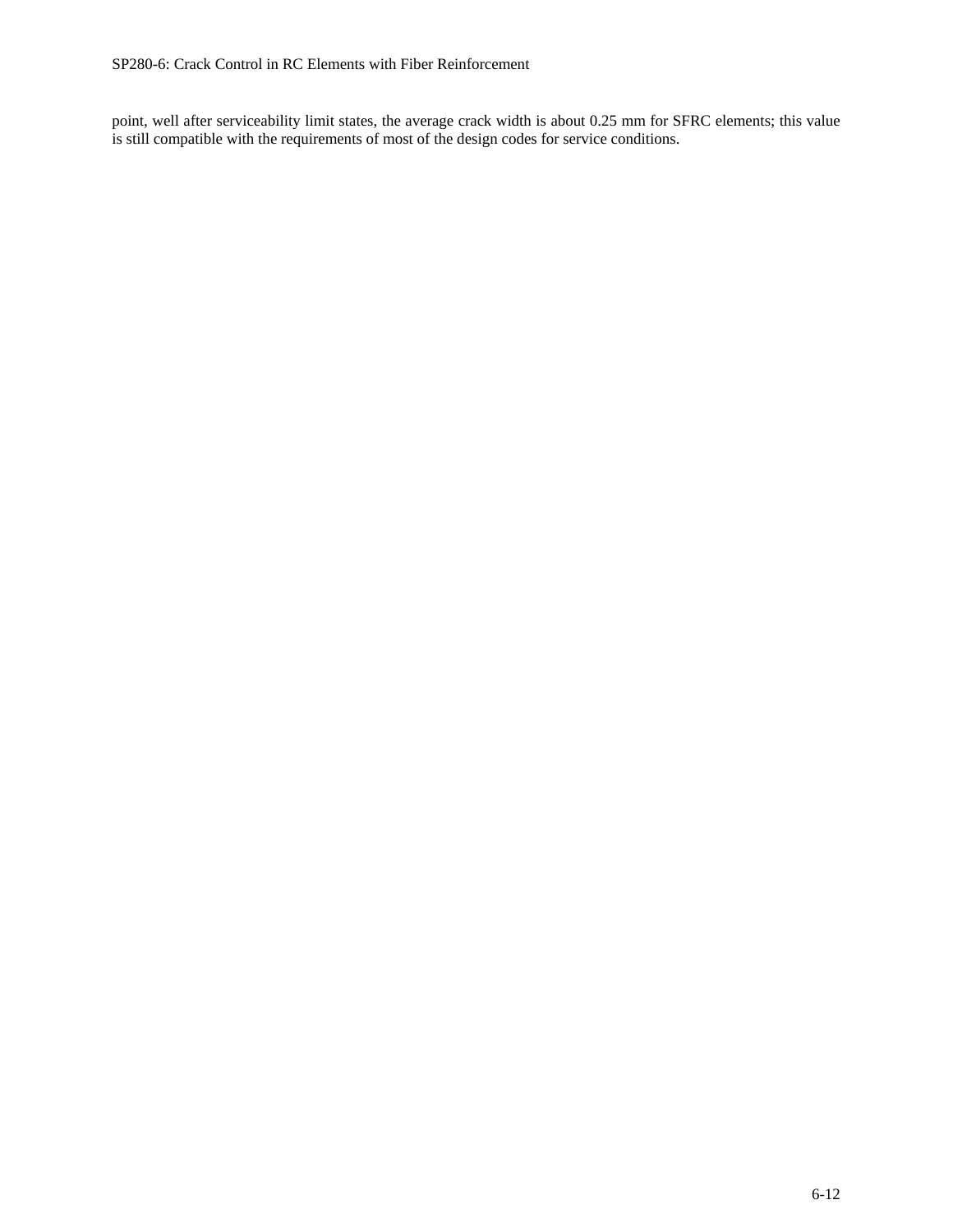point, well after serviceability limit states, the average crack width is about 0.25 mm for SFRC elements; this value is still compatible with the requirements of most of the design codes for service conditions.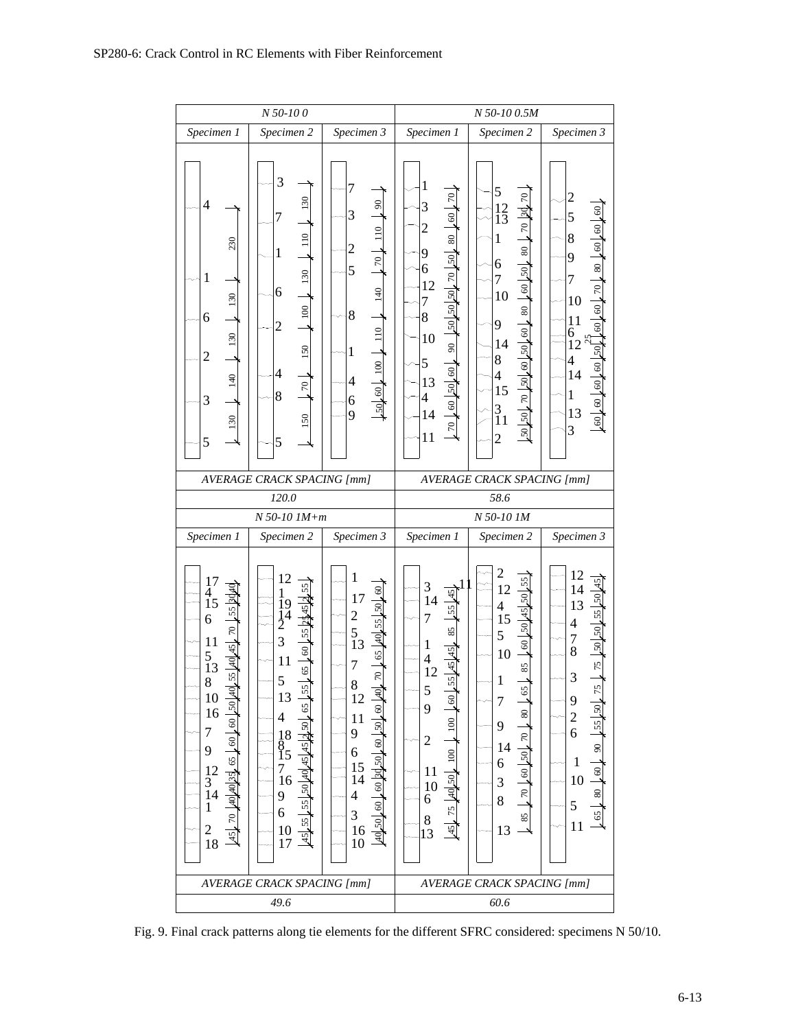| N 50-10 0 | | | N 50-10 0.5M | | |
|---|---|---|---|---|---|
| Specimen 1 | Specimen 2 | Specimen 3 | Specimen 1 | Specimen 2 | Specimen 3 |
| AVERAGE CRACK SPACING [mm] | | | AVERAGE CRACK SPACING [mm] | | |
| 120.0 | | | 58.6 | | |

| N 50-10 1M+m | | | N 50-10 1M | | |
|---|---|---|---|---|---|
| Specimen 1 | Specimen 2 | Specimen 3 | Specimen 1 | Specimen 2 | Specimen 3 |
| AVERAGE CRACK SPACING [mm] | | | AVERAGE CRACK SPACING [mm] | | |
| 49.6 | | | 60.6 | | |

Fig. 9. Final crack patterns along tie elements for the different SFRC considered: specimens N 50/10.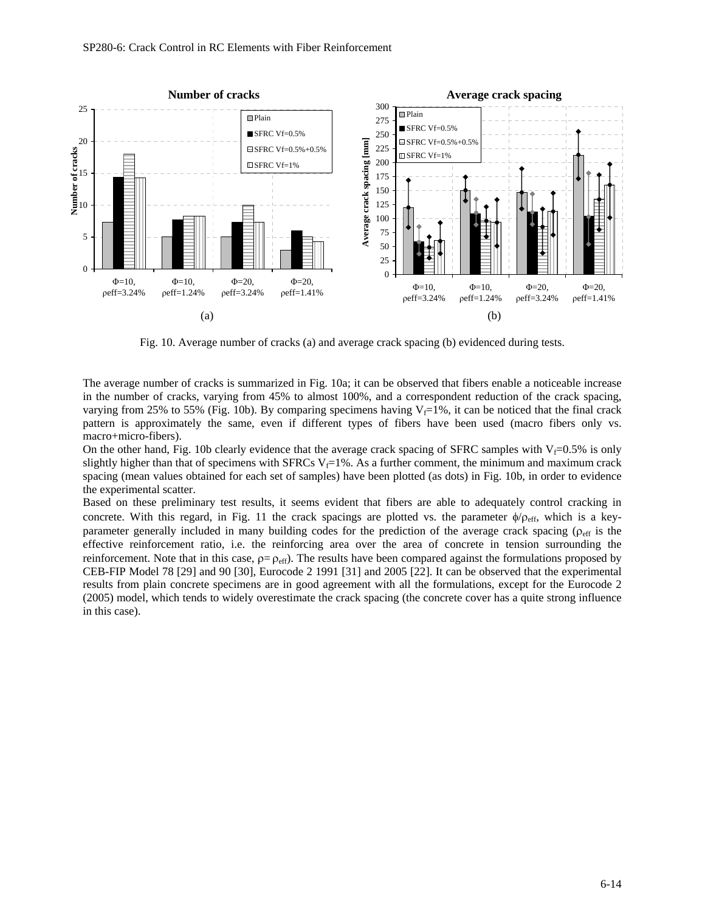Fig. 10. Average number of cracks (a) and average crack spacing (b) evidenced during tests.

The average number of cracks is summarized in Fig. 10a; it can be observed that fibers enable a noticeable increase in the number of cracks, varying from 45% to almost 100%, and a correspondent reduction of the crack spacing, varying from 25% to 55% (Fig. 10b). By comparing specimens having $V_f$=1%, it can be noticed that the final crack pattern is approximately the same, even if different types of fibers have been used (macro fibers only vs. macro+micro-fibers).

On the other hand, Fig. 10b clearly evidence that the average crack spacing of SFRC samples with $V_f$=0.5% is only slightly higher than that of specimens with SFRCs $V_f$=1%. As a further comment, the minimum and maximum crack spacing (mean values obtained for each set of samples) have been plotted (as dots) in Fig. 10b, in order to evidence the experimental scatter.

Based on these preliminary test results, it seems evident that fibers are able to adequately control cracking in concrete. With this regard, in Fig. 11 the crack spacings are plotted vs. the parameter $\phi/\rho_{eff}$, which is a key-parameter generally included in many building codes for the prediction of the average crack spacing ($\rho_{eff}$ is the effective reinforcement ratio, i.e. the reinforcing area over the area of concrete in tension surrounding the reinforcement. Note that in this case, $\rho = \rho_{eff}$). The results have been compared against the formulations proposed by CEB-FIP Model 78 [29] and 90 [30], Eurocode 2 1991 [31] and 2005 [22]. It can be observed that the experimental results from plain concrete specimens are in good agreement with all the formulations, except for the Eurocode 2 (2005) model, which tends to widely overestimate the crack spacing (the concrete cover has a quite strong influence in this case).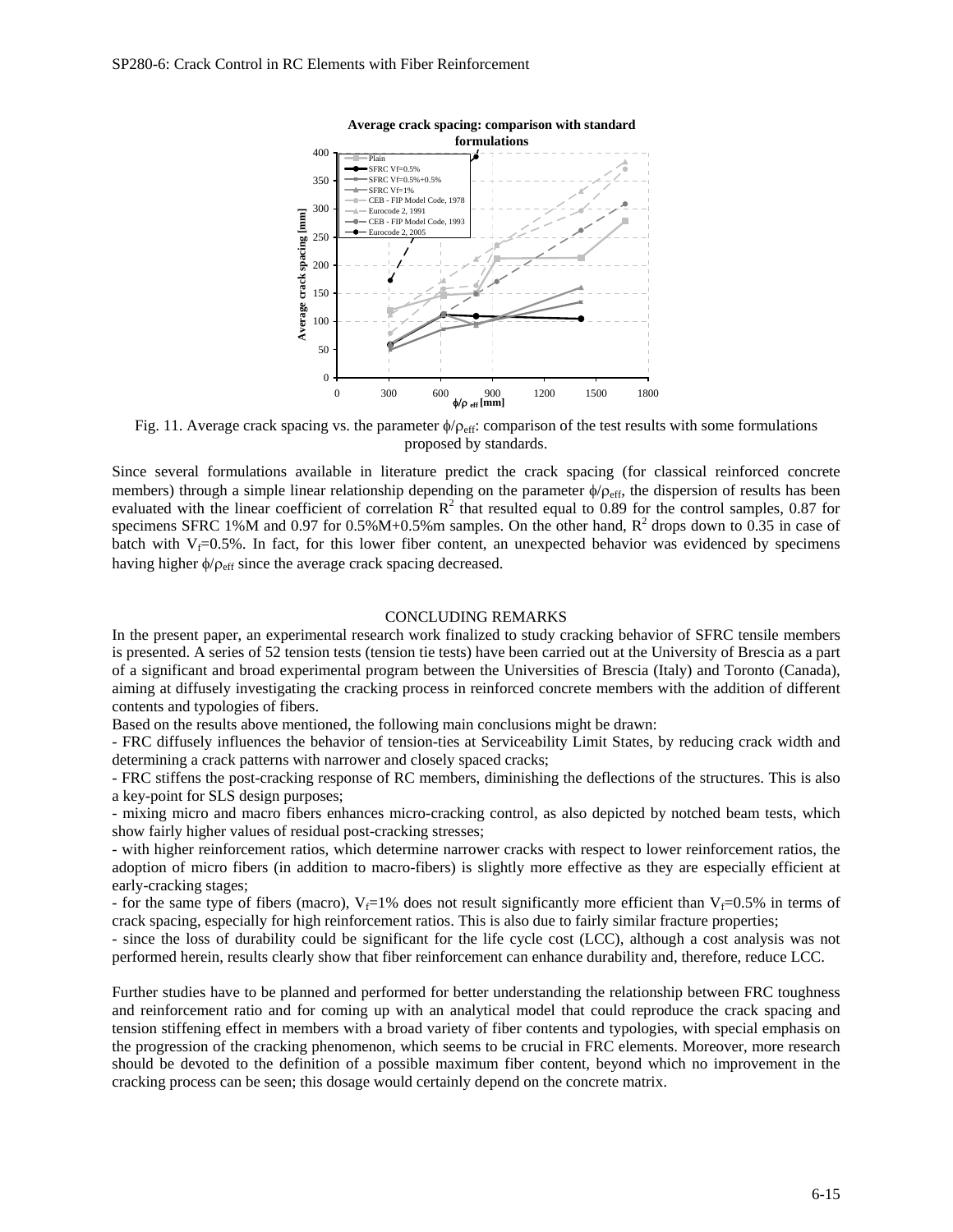Fig. 11. Average crack spacing vs. the parameter $\phi/\rho_{eff}$: comparison of the test results with some formulations proposed by standards.

Since several formulations available in literature predict the crack spacing (for classical reinforced concrete members) through a simple linear relationship depending on the parameter $\phi/\rho_{eff}$, the dispersion of results has been evaluated with the linear coefficient of correlation $R^2$ that resulted equal to 0.89 for the control samples, 0.87 for specimens SFRC 1%M and 0.97 for 0.5%M+0.5%m samples. On the other hand, $R^2$ drops down to 0.35 in case of batch with $V_f$=0.5%. In fact, for this lower fiber content, an unexpected behavior was evidenced by specimens having higher $\phi/\rho_{eff}$ since the average crack spacing decreased.

## CONCLUDING REMARKS

In the present paper, an experimental research work finalized to study cracking behavior of SFRC tensile members is presented. A series of 52 tension tests (tension tie tests) have been carried out at the University of Brescia as a part of a significant and broad experimental program between the Universities of Brescia (Italy) and Toronto (Canada), aiming at diffusely investigating the cracking process in reinforced concrete members with the addition of different contents and typologies of fibers.

Based on the results above mentioned, the following main conclusions might be drawn:

- FRC diffusely influences the behavior of tension-ties at Serviceability Limit States, by reducing crack width and determining a crack patterns with narrower and closely spaced cracks;
- FRC stiffens the post-cracking response of RC members, diminishing the deflections of the structures. This is also a key-point for SLS design purposes;
- mixing micro and macro fibers enhances micro-cracking control, as also depicted by notched beam tests, which show fairly higher values of residual post-cracking stresses;
- with higher reinforcement ratios, which determine narrower cracks with respect to lower reinforcement ratios, the adoption of micro fibers (in addition to macro-fibers) is slightly more effective as they are especially efficient at early-cracking stages;
- for the same type of fibers (macro), $V_f$=1% does not result significantly more efficient than $V_f$=0.5% in terms of crack spacing, especially for high reinforcement ratios. This is also due to fairly similar fracture properties;
- since the loss of durability could be significant for the life cycle cost (LCC), although a cost analysis was not performed herein, results clearly show that fiber reinforcement can enhance durability and, therefore, reduce LCC.

Further studies have to be planned and performed for better understanding the relationship between FRC toughness and reinforcement ratio and for coming up with an analytical model that could reproduce the crack spacing and tension stiffening effect in members with a broad variety of fiber contents and typologies, with special emphasis on the progression of the cracking phenomenon, which seems to be crucial in FRC elements. Moreover, more research should be devoted to the definition of a possible maximum fiber content, beyond which no improvement in the cracking process can be seen; this dosage would certainly depend on the concrete matrix.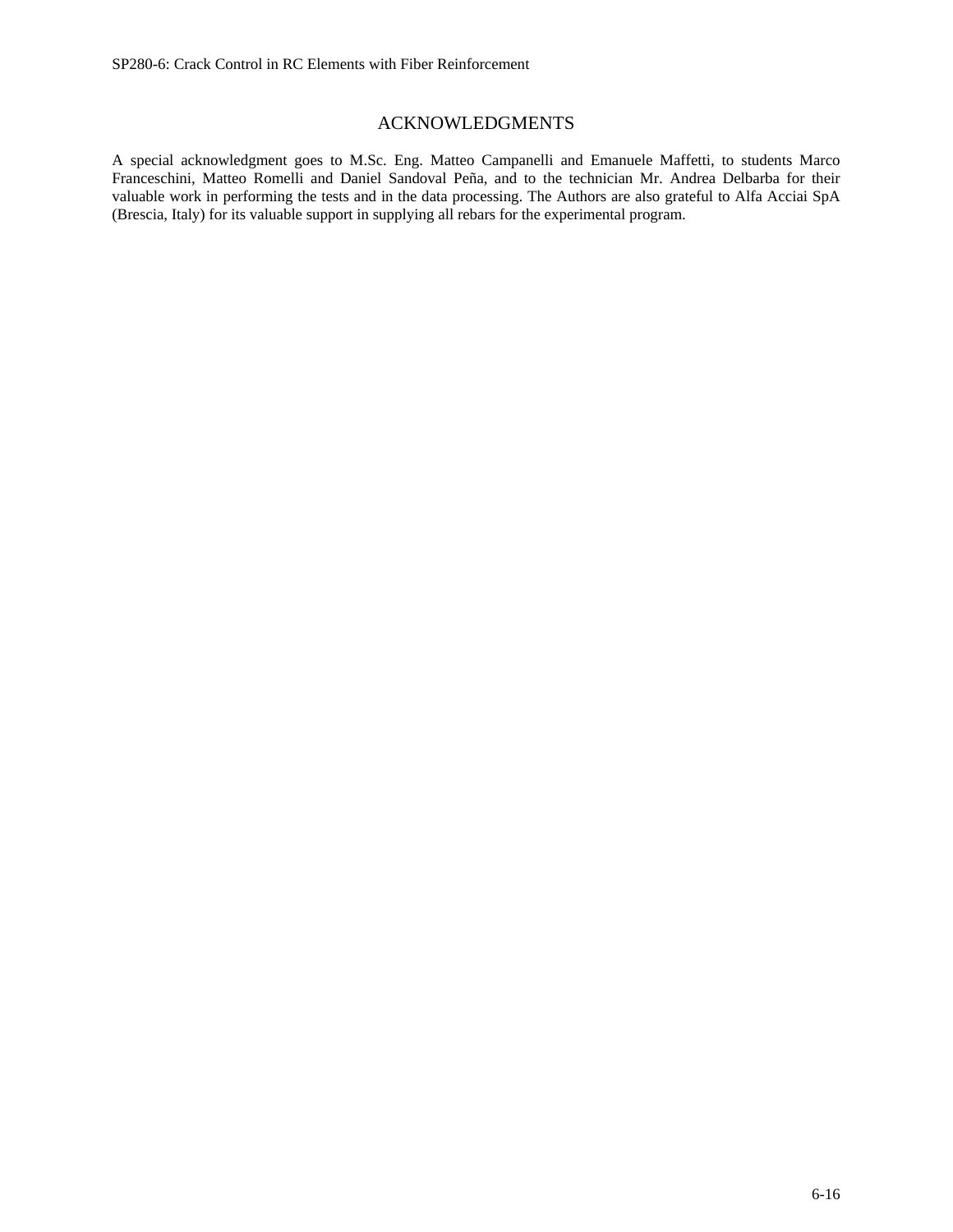## ACKNOWLEDGMENTS

A special acknowledgment goes to M.Sc. Eng. Matteo Campanelli and Emanuele Maffetti, to students Marco Franceschini, Matteo Romelli and Daniel Sandoval Peña, and to the technician Mr. Andrea Delbarba for their valuable work in performing the tests and in the data processing. The Authors are also grateful to Alfa Acciai SpA (Brescia, Italy) for its valuable support in supplying all rebars for the experimental program.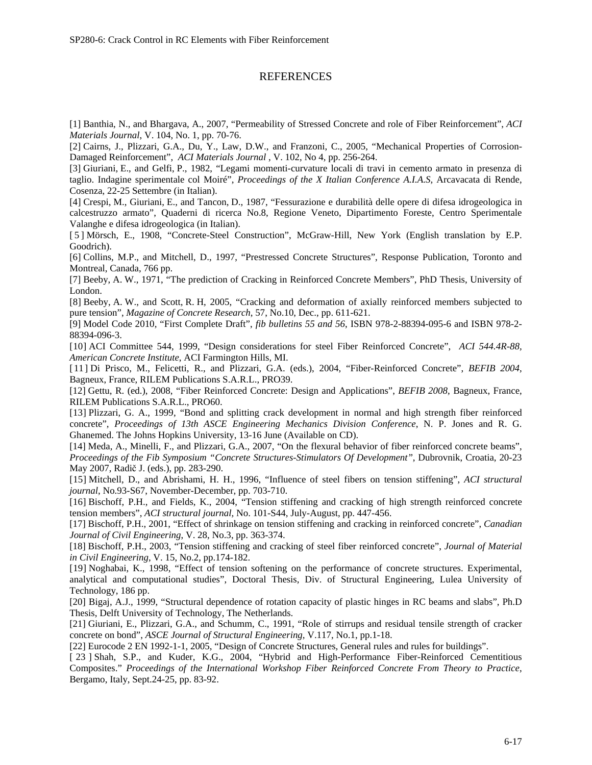# REFERENCES

[1] Banthia, N., and Bhargava, A., 2007, "Permeability of Stressed Concrete and role of Fiber Reinforcement", *ACI Materials Journal*, V. 104, No. 1, pp. 70-76.

[2] Cairns, J., Plizzari, G.A., Du, Y., Law, D.W., and Franzoni, C., 2005, "Mechanical Properties of Corrosion-Damaged Reinforcement", *ACI Materials Journal* , V. 102, No 4, pp. 256-264.

[3] Giuriani, E., and Gelfi, P., 1982, "Legami momenti-curvature locali di travi in cemento armato in presenza di taglio. Indagine sperimentale col Moiré", *Proceedings of the X Italian Conference A.I.A.S*, Arcavacata di Rende, Cosenza, 22-25 Settembre (in Italian).

[4] Crespi, M., Giuriani, E., and Tancon, D., 1987, "Fessurazione e durabilità delle opere di difesa idrogeologica in calcestruzzo armato", Quaderni di ricerca No.8, Regione Veneto, Dipartimento Foreste, Centro Sperimentale Valanghe e difesa idrogeologica (in Italian).

[ 5 ] Mörsch, E., 1908, "Concrete-Steel Construction", McGraw-Hill, New York (English translation by E.P. Goodrich).

[6] Collins, M.P., and Mitchell, D., 1997, "Prestressed Concrete Structures", Response Publication, Toronto and Montreal, Canada, 766 pp.

[7] Beeby, A. W., 1971, "The prediction of Cracking in Reinforced Concrete Members", PhD Thesis, University of London.

[8] Beeby, A. W., and Scott, R. H, 2005, "Cracking and deformation of axially reinforced members subjected to pure tension", *Magazine of Concrete Research*, 57, No.10, Dec., pp. 611-621.

[9] Model Code 2010, "First Complete Draft", *fib bulletins 55 and 56*, ISBN 978-2-88394-095-6 and ISBN 978-2-88394-096-3.

[10] ACI Committee 544, 1999, "Design considerations for steel Fiber Reinforced Concrete", *ACI 544.4R-88, American Concrete Institute*, ACI Farmington Hills, MI.

[ 11 ] Di Prisco, M., Felicetti, R., and Plizzari, G.A. (eds.), 2004, "Fiber-Reinforced Concrete", *BEFIB 2004*, Bagneux, France, RILEM Publications S.A.R.L., PRO39.

[12] Gettu, R. (ed.), 2008, "Fiber Reinforced Concrete: Design and Applications", *BEFIB 2008*, Bagneux, France, RILEM Publications S.A.R.L., PRO60.

[13] Plizzari, G. A., 1999, "Bond and splitting crack development in normal and high strength fiber reinforced concrete", *Proceedings of 13th ASCE Engineering Mechanics Division Conference*, N. P. Jones and R. G. Ghanemed. The Johns Hopkins University, 13-16 June (Available on CD).

[14] Meda, A., Minelli, F., and Plizzari, G.A., 2007, "On the flexural behavior of fiber reinforced concrete beams", *Proceedings of the Fib Symposium "Concrete Structures-Stimulators Of Development"*, Dubrovnik, Croatia, 20-23 May 2007, Radič J. (eds.), pp. 283-290.

[15] Mitchell, D., and Abrishami, H. H., 1996, "Influence of steel fibers on tension stiffening", *ACI structural journal*, No.93-S67, November-December, pp. 703-710.

[16] Bischoff, P.H., and Fields, K., 2004, "Tension stiffening and cracking of high strength reinforced concrete tension members", *ACI structural journal*, No. 101-S44, July-August, pp. 447-456.

[17] Bischoff, P.H., 2001, "Effect of shrinkage on tension stiffening and cracking in reinforced concrete", *Canadian Journal of Civil Engineering*, V. 28, No.3, pp. 363-374.

[18] Bischoff, P.H., 2003, "Tension stiffening and cracking of steel fiber reinforced concrete", *Journal of Material in Civil Engineering*, V. 15, No.2, pp.174-182.

[19] Noghabai, K., 1998, "Effect of tension softening on the performance of concrete structures. Experimental, analytical and computational studies", Doctoral Thesis, Div. of Structural Engineering, Lulea University of Technology, 186 pp.

[20] Bigaj, A.J., 1999, "Structural dependence of rotation capacity of plastic hinges in RC beams and slabs", Ph.D Thesis, Delft University of Technology, The Netherlands.

[21] Giuriani, E., Plizzari, G.A., and Schumm, C., 1991, "Role of stirrups and residual tensile strength of cracker concrete on bond", *ASCE Journal of Structural Engineering*, V.117, No.1, pp.1-18.

[22] Eurocode 2 EN 1992-1-1, 2005, "Design of Concrete Structures, General rules and rules for buildings".

[ 23 ] Shah, S.P., and Kuder, K.G., 2004, "Hybrid and High-Performance Fiber-Reinforced Cementitious Composites." *Proceedings of the International Workshop Fiber Reinforced Concrete From Theory to Practice*, Bergamo, Italy, Sept.24-25, pp. 83-92.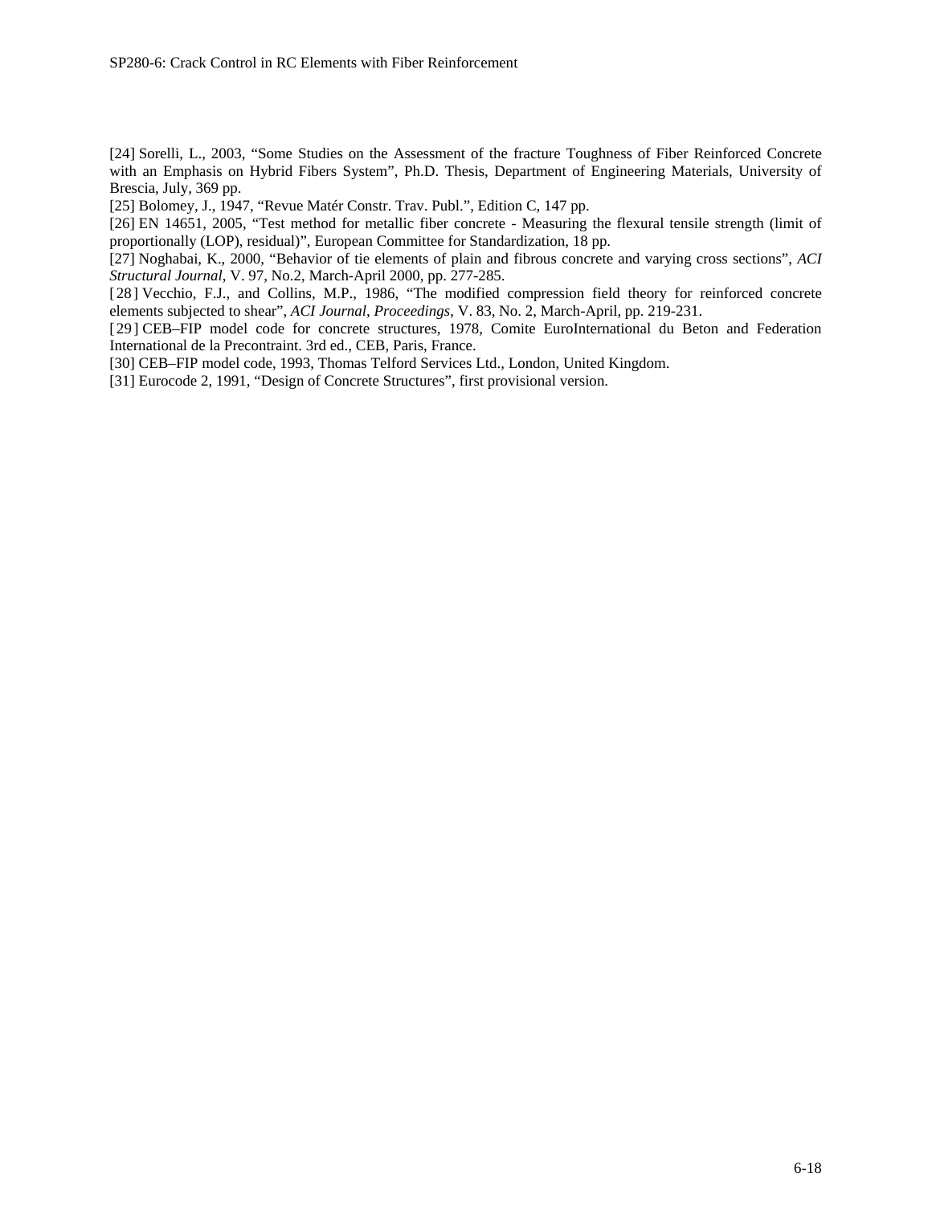[24] Sorelli, L., 2003, "Some Studies on the Assessment of the fracture Toughness of Fiber Reinforced Concrete with an Emphasis on Hybrid Fibers System", Ph.D. Thesis, Department of Engineering Materials, University of Brescia, July, 369 pp.

[25] Bolomey, J., 1947, "Revue Matér Constr. Trav. Publ.", Edition C, 147 pp.

[26] EN 14651, 2005, "Test method for metallic fiber concrete - Measuring the flexural tensile strength (limit of proportionally (LOP), residual)", European Committee for Standardization, 18 pp.

[27] Noghabai, K., 2000, "Behavior of tie elements of plain and fibrous concrete and varying cross sections", *ACI Structural Journal*, V. 97, No.2, March-April 2000, pp. 277-285.

[28] Vecchio, F.J., and Collins, M.P., 1986, "The modified compression field theory for reinforced concrete elements subjected to shear", *ACI Journal, Proceedings*, V. 83, No. 2, March-April, pp. 219-231.

[29] CEB–FIP model code for concrete structures, 1978, Comite EuroInternational du Beton and Federation International de la Precontraint. 3rd ed., CEB, Paris, France.

[30] CEB–FIP model code, 1993, Thomas Telford Services Ltd., London, United Kingdom.

[31] Eurocode 2, 1991, "Design of Concrete Structures", first provisional version.